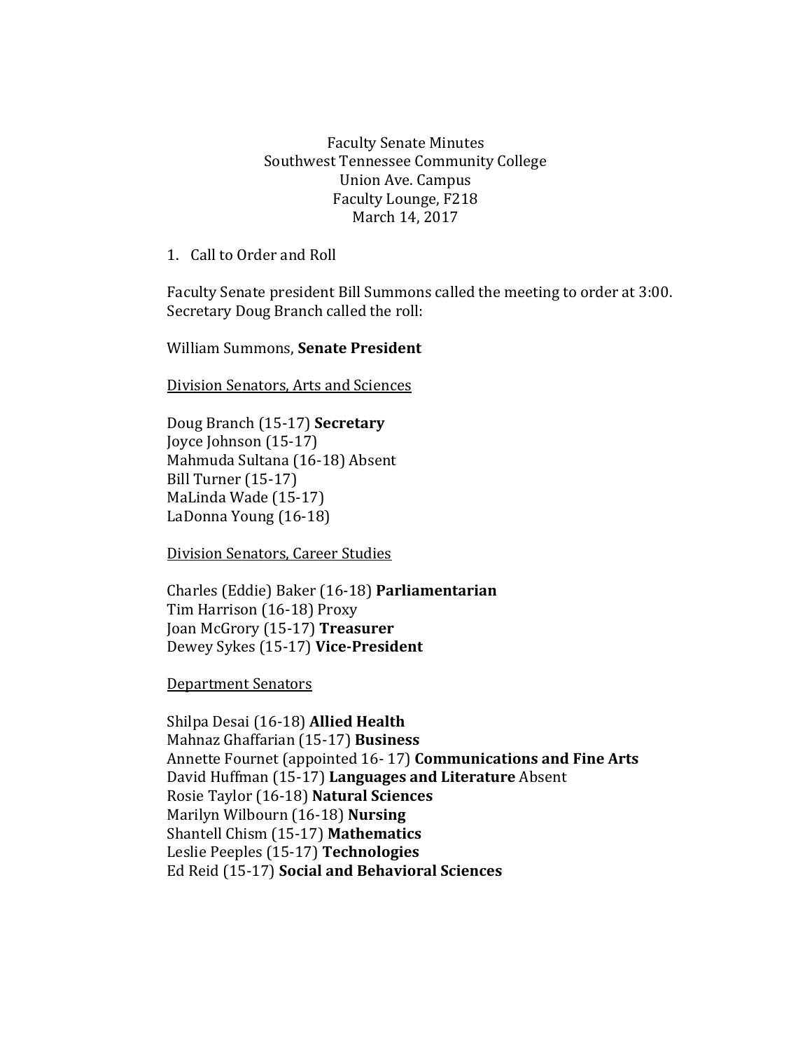Faculty Senate Minutes  
Southwest Tennessee Community College  
Union Ave. Campus  
Faculty Lounge, F218  
March 14, 2017

1. Call to Order and Roll

Faculty Senate president Bill Summons called the meeting to order at 3:00. Secretary Doug Branch called the roll:

William Summons, **Senate President**

<u>Division Senators, Arts and Sciences</u>

Doug Branch (15-17) **Secretary**  
Joyce Johnson (15-17)  
Mahmuda Sultana (16-18) Absent  
Bill Turner (15-17)  
MaLinda Wade (15-17)  
LaDonna Young (16-18)

<u>Division Senators, Career Studies</u>

Charles (Eddie) Baker (16-18) **Parliamentarian**  
Tim Harrison (16-18) Proxy  
Joan McGrory (15-17) **Treasurer**  
Dewey Sykes (15-17) **Vice-President**

<u>Department Senators</u>

Shilpa Desai (16-18) **Allied Health**  
Mahnaz Ghaffarian (15-17) **Business**  
Annette Fournet (appointed 16- 17) **Communications and Fine Arts**  
David Huffman (15-17) **Languages and Literature** Absent  
Rosie Taylor (16-18) **Natural Sciences**  
Marilyn Wilbourn (16-18) **Nursing**  
Shantell Chism (15-17) **Mathematics**  
Leslie Peeples (15-17) **Technologies**  
Ed Reid (15-17) **Social and Behavioral Sciences**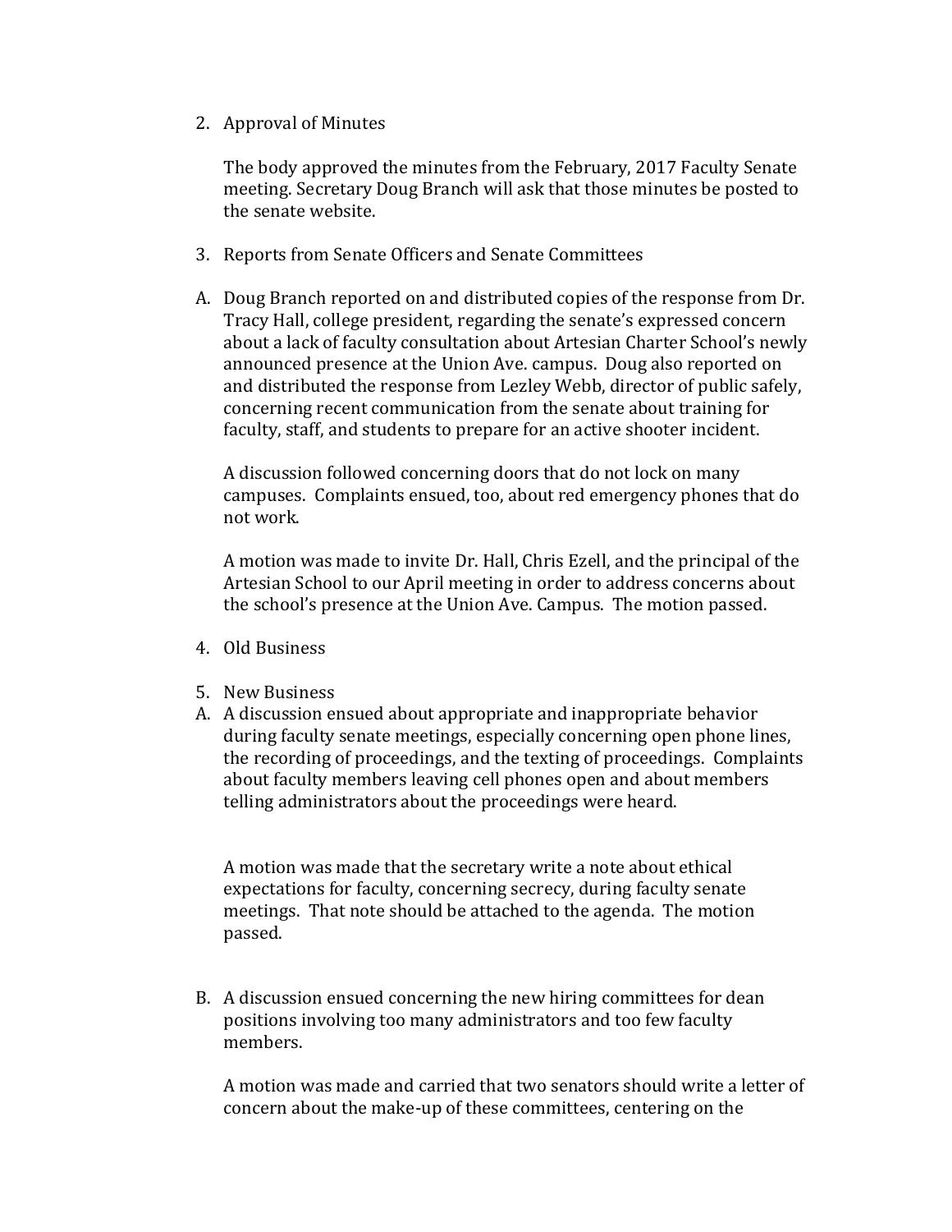2. Approval of Minutes

   The body approved the minutes from the February, 2017 Faculty Senate meeting. Secretary Doug Branch will ask that those minutes be posted to the senate website.

3. Reports from Senate Officers and Senate Committees

A. Doug Branch reported on and distributed copies of the response from Dr. Tracy Hall, college president, regarding the senate's expressed concern about a lack of faculty consultation about Artesian Charter School's newly announced presence at the Union Ave. campus. Doug also reported on and distributed the response from Lezley Webb, director of public safely, concerning recent communication from the senate about training for faculty, staff, and students to prepare for an active shooter incident.

   A discussion followed concerning doors that do not lock on many campuses. Complaints ensued, too, about red emergency phones that do not work.

   A motion was made to invite Dr. Hall, Chris Ezell, and the principal of the Artesian School to our April meeting in order to address concerns about the school's presence at the Union Ave. Campus. The motion passed.

4. Old Business

5. New Business

A. A discussion ensued about appropriate and inappropriate behavior during faculty senate meetings, especially concerning open phone lines, the recording of proceedings, and the texting of proceedings. Complaints about faculty members leaving cell phones open and about members telling administrators about the proceedings were heard.

   A motion was made that the secretary write a note about ethical expectations for faculty, concerning secrecy, during faculty senate meetings. That note should be attached to the agenda. The motion passed.

B. A discussion ensued concerning the new hiring committees for dean positions involving too many administrators and too few faculty members.

   A motion was made and carried that two senators should write a letter of concern about the make-up of these committees, centering on the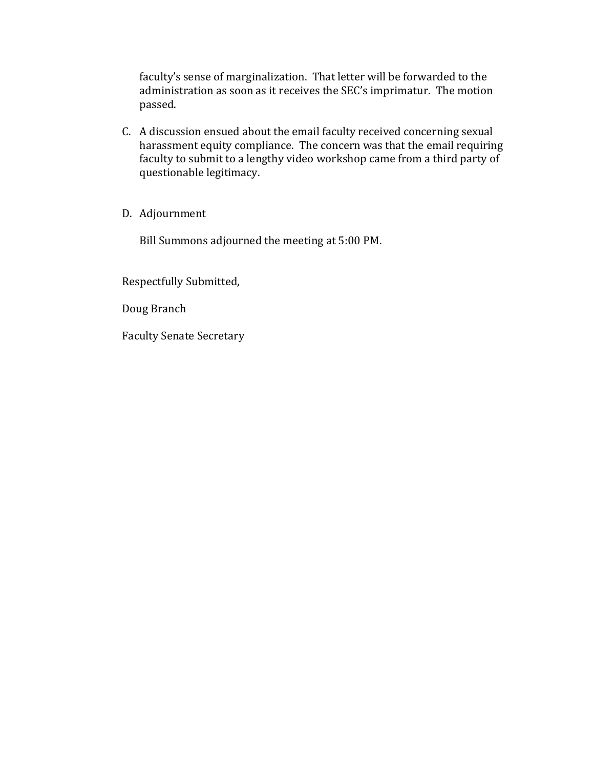faculty's sense of marginalization. That letter will be forwarded to the administration as soon as it receives the SEC's imprimatur. The motion passed.

C. A discussion ensued about the email faculty received concerning sexual harassment equity compliance. The concern was that the email requiring faculty to submit to a lengthy video workshop came from a third party of questionable legitimacy.

D. Adjournment

   Bill Summons adjourned the meeting at 5:00 PM.

Respectfully Submitted,

Doug Branch

Faculty Senate Secretary